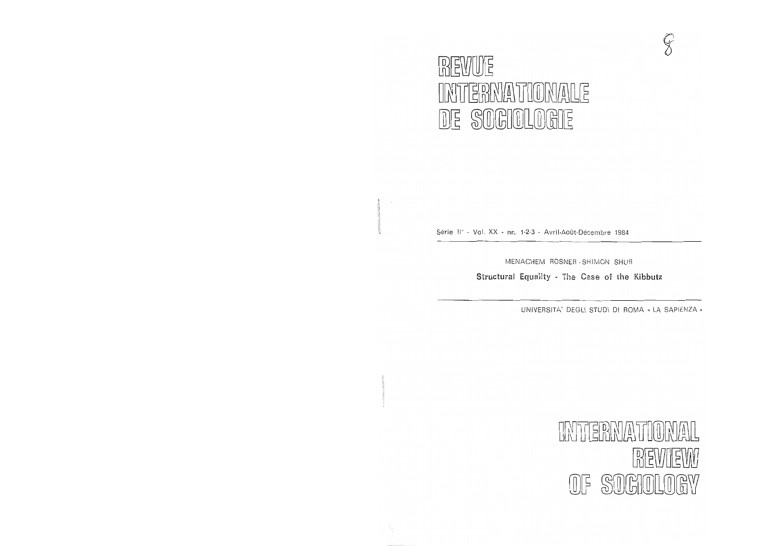# REVUE INTERNATIONALE DE SOCIOLOGIE

Série II° - Vol. XX - nn. 1-2-3 - Avril-Août-Décembre 1984

MENACHEM ROSNER - SHIMON SHUR

**Structural Equality - The Case of the Kibbutz**

UNIVERSITA' DEGLI STUDI DI ROMA « LA SAPIENZA »

# INTERNATIONAL REVIEW OF SOCIOLOGY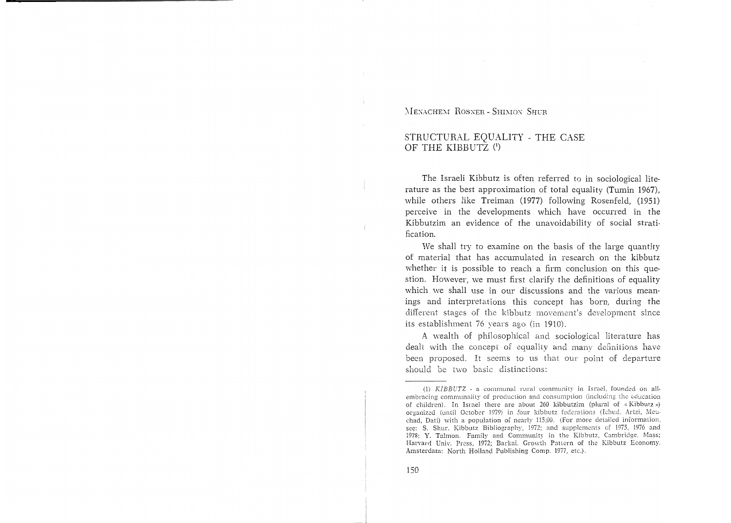MENACHEM ROSNER - SHIMON SHUR

# STRUCTURAL EQUALITY - THE CASE OF THE KIBBUTZ [1]

The Israeli Kibbutz is often referred to in sociological literature as the best approximation of total equality (Tumin 1967), while others like Treiman (1977) following Rosenfeld, (1951) perceive in the developments which have occurred in the Kibbutzim an evidence of the unavoidability of social stratification.

We shall try to examine on the basis of the large quantity of material that has accumulated in research on the kibbutz whether it is possible to reach a firm conclusion on this question. However, we must first clarify the definitions of equality which we shall use in our discussions and the various meanings and interpretations this concept has born, during the different stages of the kibbutz movement's development since its establishment 76 years ago (in 1910).

A wealth of philosophical and sociological literature has dealt with the concept of equality and many definitions have been proposed. It seems to us that our point of departure should be two basic distinctions:

---

(1) *KIBBUTZ* - a communal rural community in Israel, founded on all-embracing communality of production and consumption (including the education of children). In Israel there are about 260 kibbutzim (plural of « Kibbutz ») organized (until October 1979) in four kibbutz federations (Ichud, Artzi, Meuchad, Dati) with a population of nearly 115,00. (For more detailed information, see: S. Shur. Kibbutz Bibliography, 1972; and supplements of 1975, 1976 and 1978; Y. Talmon. Family and Community in the Kibbutz, Cambridge, Mass; Harvard Univ. Press, 1972; Barkai. Growth Pattern of the Kibbutz Economy. Amsterdam: North Holland Publishing Comp. 1977, etc.).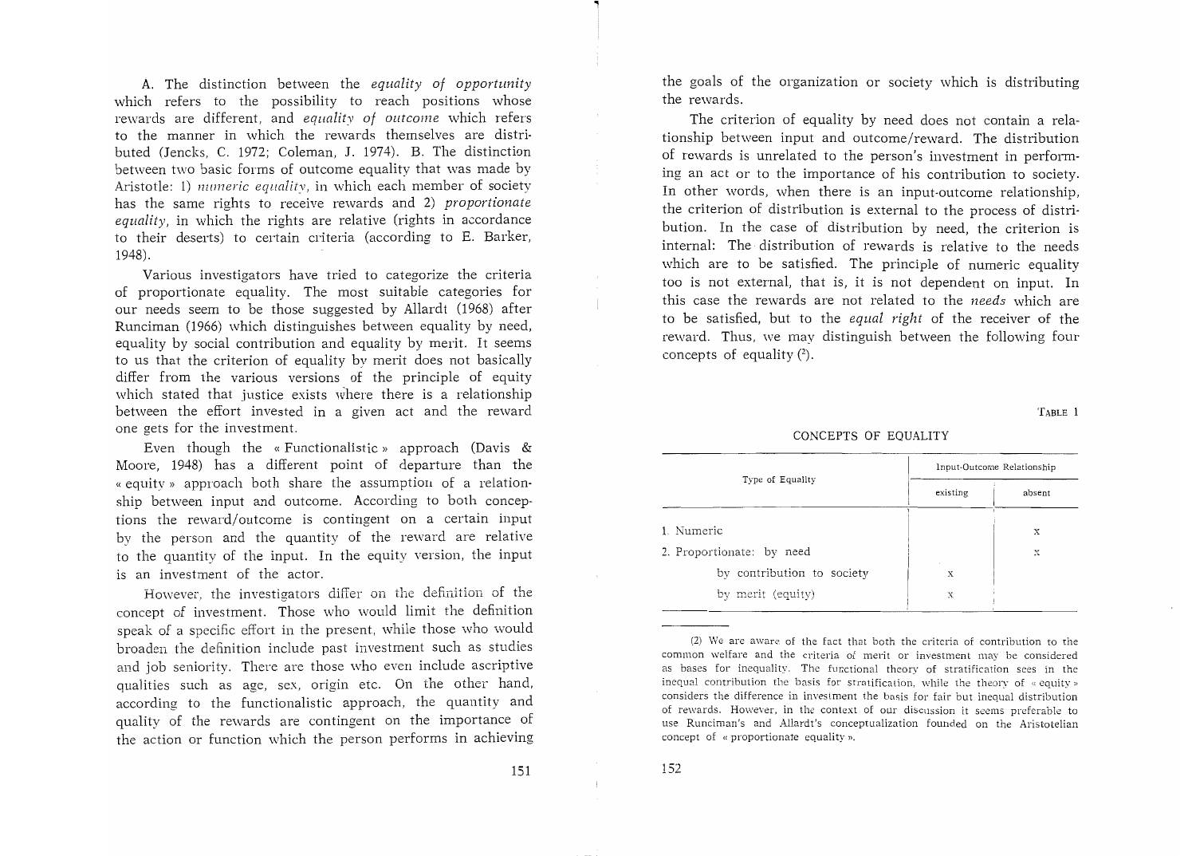A. The distinction between the *equality of opportunity* which refers to the possibility to reach positions whose rewards are different, and *equality of outcome* which refers to the manner in which the rewards themselves are distributed (Jencks, C. 1972; Coleman, J. 1974). B. The distinction between two basic forms of outcome equality that was made by Aristotle: 1) *numeric equality*, in which each member of society has the same rights to receive rewards and 2) *proportionate equality*, in which the rights are relative (rights in accordance to their deserts) to certain criteria (according to E. Barker, 1948).

Various investigators have tried to categorize the criteria of proportionate equality. The most suitable categories for our needs seem to be those suggested by Allardt (1968) after Runciman (1966) which distinguishes between equality by need, equality by social contribution and equality by merit. It seems to us that the criterion of equality by merit does not basically differ from the various versions of the principle of equity which stated that justice exists where there is a relationship between the effort invested in a given act and the reward one gets for the investment.

Even though the « Functionalistic » approach (Davis & Moore, 1948) has a different point of departure than the « equity » approach both share the assumption of a relationship between input and outcome. According to both conceptions the reward/outcome is contingent on a certain input by the person and the quantity of the reward are relative to the quantity of the input. In the equity version, the input is an investment of the actor.

However, the investigators differ on the definition of the concept of investment. Those who would limit the definition speak of a specific effort in the present, while those who would broaden the definition include past investment such as studies and job seniority. There are those who even include ascriptive qualities such as age, sex, origin etc. On the other hand, according to the functionalistic approach, the quantity and quality of the rewards are contingent on the importance of the action or function which the person performs in achieving the goals of the organization or society which is distributing the rewards.

The criterion of equality by need does not contain a relationship between input and outcome/reward. The distribution of rewards is unrelated to the person's investment in performing an act or to the importance of his contribution to society. In other words, when there is an input-outcome relationship, the criterion of distribution is external to the process of distribution. In the case of distribution by need, the criterion is internal: The distribution of rewards is relative to the needs which are to be satisfied. The principle of numeric equality too is not external, that is, it is not dependent on input. In this case the rewards are not related to the *needs* which are to be satisfied, but to the *equal right* of the receiver of the reward. Thus, we may distinguish between the following four concepts of equality (2).

TABLE 1

CONCEPTS OF EQUALITY

| Type of Equality | Input-Outcome Relationship | |
|---|---|---|
| | existing | absent |
| 1. Numeric | | x |
| 2. Proportionate: by need | | x |
| by contribution to society | x | |
| by merit (equity) | x | |

(2) We are aware of the fact that both the criteria of contribution to the common welfare and the criteria of merit or investment may be considered as bases for inequality. The functional theory of stratification sees in the inequal contribution the basis for stratification, while the theory of « equity » considers the difference in investment the basis for fair but inequal distribution of rewards. However, in the context of our discussion it seems preferable to use Runciman's and Allardt's conceptualization founded on the Aristotelian concept of « proportionate equality ».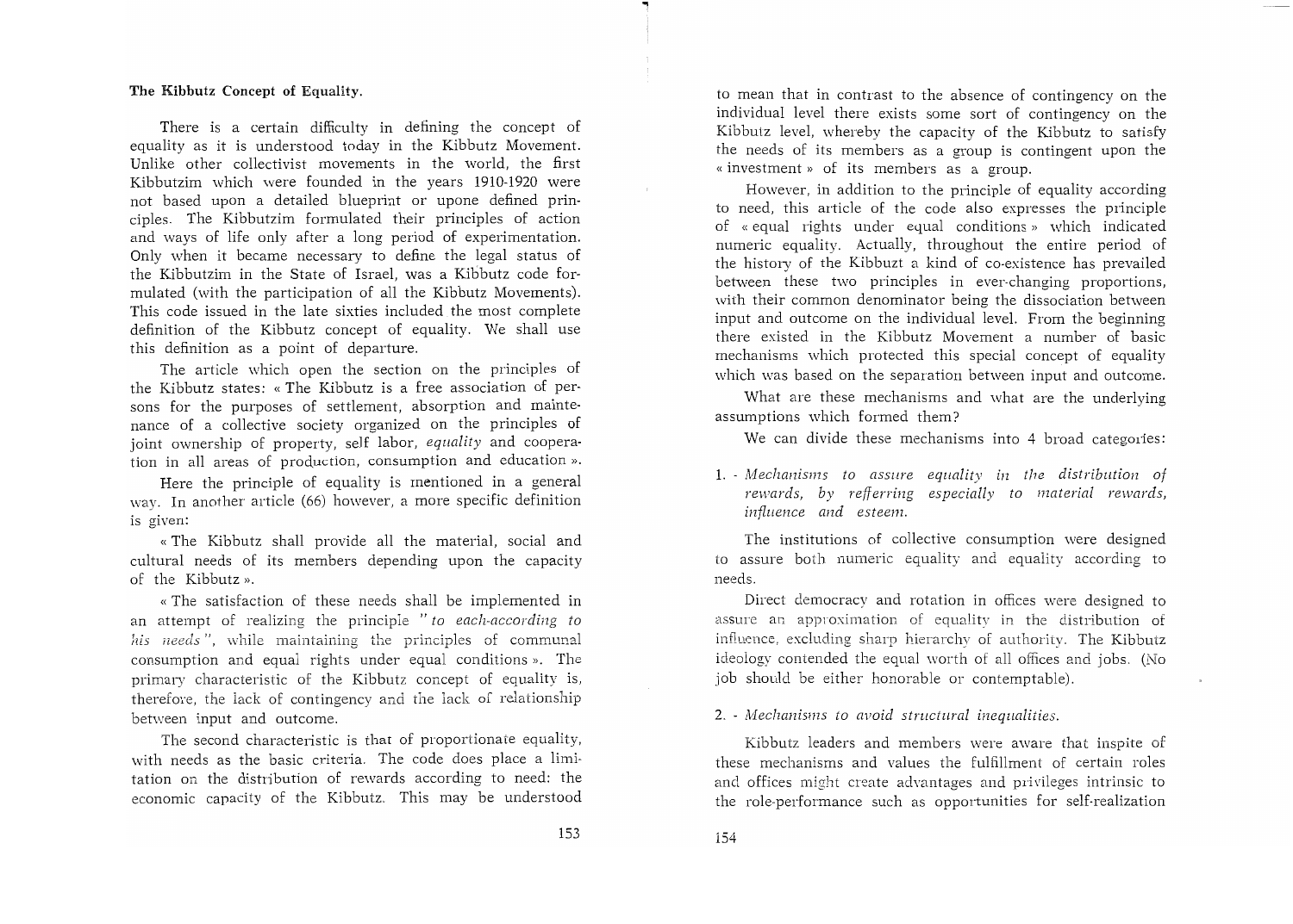**The Kibbutz Concept of Equality.**

There is a certain difficulty in defining the concept of equality as it is understood today in the Kibbutz Movement. Unlike other collectivist movements in the world, the first Kibbutzim which were founded in the years 1910-1920 were not based upon a detailed blueprint or upone defined principles. The Kibbutzim formulated their principles of action and ways of life only after a long period of experimentation. Only when it became necessary to define the legal status of the Kibbutzim in the State of Israel, was a Kibbutz code formulated (with the participation of all the Kibbutz Movements). This code issued in the late sixties included the most complete definition of the Kibbutz concept of equality. We shall use this definition as a point of departure.

The article which open the section on the principles of the Kibbutz states: « The Kibbutz is a free association of persons for the purposes of settlement, absorption and maintenance of a collective society organized on the principles of joint ownership of property, self labor, *equality* and cooperation in all areas of production, consumption and education ».

Here the principle of equality is mentioned in a general way. In another article (66) however, a more specific definition is given:

« The Kibbutz shall provide all the material, social and cultural needs of its members depending upon the capacity of the Kibbutz ».

« The satisfaction of these needs shall be implemented in an attempt of realizing the principle *"to each-according to his needs"*, while maintaining the principles of communal consumption and equal rights under equal conditions ». The primary characteristic of the Kibbutz concept of equality is, therefore, the lack of contingency and the lack of relationship between input and outcome.

The second characteristic is that of proportionate equality, with needs as the basic criteria. The code does place a limitation on the distribution of rewards according to need: the economic capacity of the Kibbutz. This may be understood to mean that in contrast to the absence of contingency on the individual level there exists some sort of contingency on the Kibbutz level, whereby the capacity of the Kibbutz to satisfy the needs of its members as a group is contingent upon the « investment » of its members as a group.

However, in addition to the principle of equality according to need, this article of the code also expresses the principle of « equal rights under equal conditions » which indicated numeric equality. Actually, throughout the entire period of the history of the Kibbuzt a kind of co-existence has prevailed between these two principles in ever-changing proportions, with their common denominator being the dissociation between input and outcome on the individual level. From the beginning there existed in the Kibbutz Movement a number of basic mechanisms which protected this special concept of equality which was based on the separation between input and outcome.

What are these mechanisms and what are the underlying assumptions which formed them?

We can divide these mechanisms into 4 broad categories:

1. - *Mechanisms to assure equality in the distribution of rewards, by refferring especially to material rewards, influence and esteem.*

The institutions of collective consumption were designed to assure both numeric equality and equality according to needs.

Direct democracy and rotation in offices were designed to assure an approximation of equality in the distribution of influence, excluding sharp hierarchy of authority. The Kibbutz ideology contended the equal worth of all offices and jobs. (No job should be either honorable or contemptable).

2. - *Mechanisms to avoid structural inequalities.*

Kibbutz leaders and members were aware that inspite of these mechanisms and values the fulfillment of certain roles and offices might create advantages and privileges intrinsic to the role-performance such as opportunities for self-realization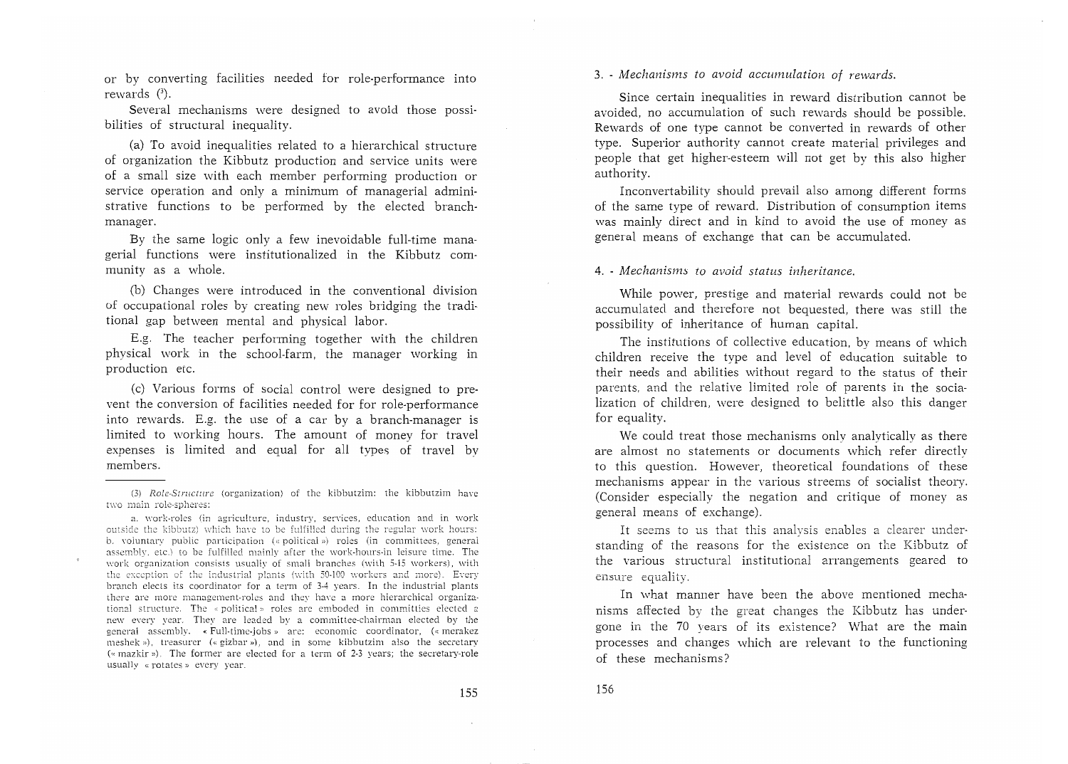or by converting facilities needed for role-performance into rewards [3].

Several mechanisms were designed to avoid those possibilities of structural inequality.

(a) To avoid inequalities related to a hierarchical structure of organization the Kibbutz production and service units were of a small size with each member performing production or service operation and only a minimum of managerial administrative functions to be performed by the elected branch-manager.

By the same logic only a few inevoidable full-time managerial functions were institutionalized in the Kibbutz community as a whole.

(b) Changes were introduced in the conventional division of occupational roles by creating new roles bridging the traditional gap between mental and physical labor.

E.g. The teacher performing together with the children physical work in the school-farm, the manager working in production etc.

(c) Various forms of social control were designed to prevent the conversion of facilities needed for for role-performance into rewards. E.g. the use of a car by a branch-manager is limited to working hours. The amount of money for travel expenses is limited and equal for all types of travel by members.

---

(3) *Role-Structure* (organization) of the kibbutzim: the kibbutzim have two main role-spheres:

a. work-roles (in agriculture, industry, services, education and in work outside the kibbutz) which have to be fulfilled during the regular work hours: b. voluntary public participation (« political ») roles (in committees, general assembly, etc.) to be fulfilled mainly after the work-hours-in leisure time. The work organization consists usually of small branches (with 5-15 workers), with the exception of the industrial plants (with 50-100 workers and more). Every branch elects its coordinator for a term of 3-4 years. In the industrial plants there are more management-roles and they have a more hierarchical organizational structure. The « political » roles are emboded in committies elected a new every year. They are leaded by a committee-chairman elected by the general assembly. « Full-time-jobs » are: economic coordinator, (« merakez meshek »), treasurer (« gizbar »), and in some kibbutzim also the secretary (« mazkir »). The former are elected for a term of 2-3 years; the secretary-role usually « rotates » every year.

### 3. - *Mechanisms to avoid accumulation of rewards.*

Since certain inequalities in reward distribution cannot be avoided, no accumulation of such rewards should be possible. Rewards of one type cannot be converted in rewards of other type. Superior authority cannot create material privileges and people that get higher-esteem will not get by this also higher authority.

Inconvertability should prevail also among different forms of the same type of reward. Distribution of consumption items was mainly direct and in kind to avoid the use of money as general means of exchange that can be accumulated.

### 4. - *Mechanisms to avoid status inheritance.*

While power, prestige and material rewards could not be accumulated and therefore not bequested, there was still the possibility of inheritance of human capital.

The institutions of collective education, by means of which children receive the type and level of education suitable to their needs and abilities without regard to the status of their parents, and the relative limited role of parents in the socialization of children, were designed to belittle also this danger for equality.

We could treat those mechanisms only analytically as there are almost no statements or documents which refer directly to this question. However, theoretical foundations of these mechanisms appear in the various streems of socialist theory. (Consider especially the negation and critique of money as general means of exchange).

It seems to us that this analysis enables a clearer understanding of the reasons for the existence on the Kibbutz of the various structural institutional arrangements geared to ensure equality.

In what manner have been the above mentioned mechanisms affected by the great changes the Kibbutz has undergone in the 70 years of its existence? What are the main processes and changes which are relevant to the functioning of these mechanisms?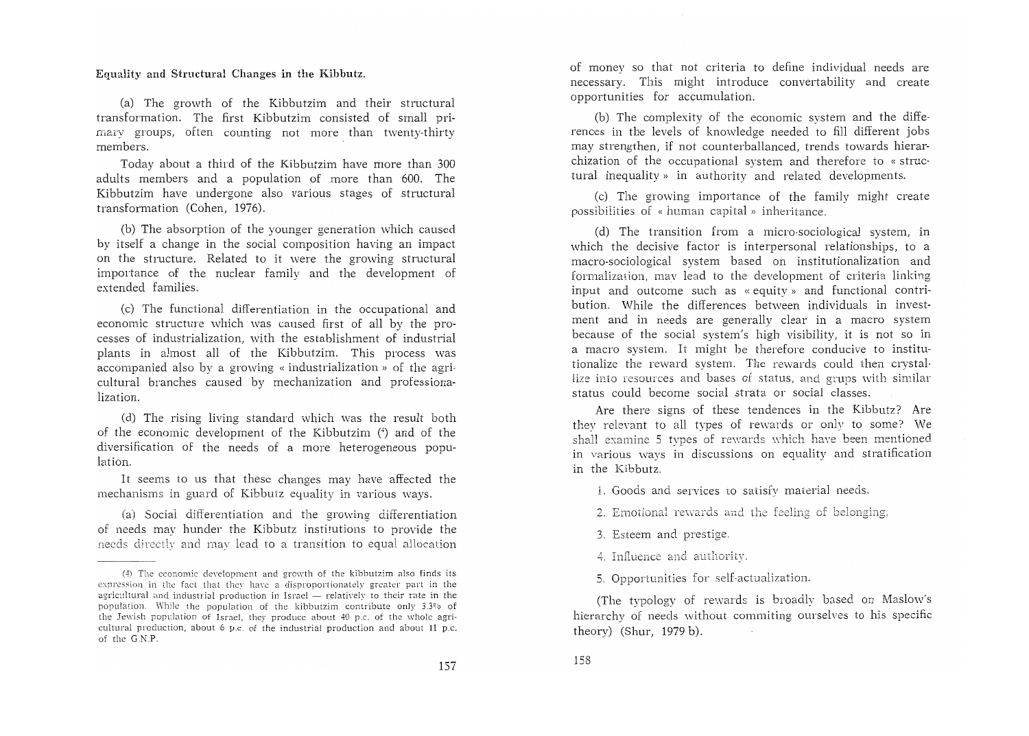**Equality and Structural Changes in the Kibbutz.**

(a) The growth of the Kibbutzim and their structural transformation. The first Kibbutzim consisted of small primary groups, often counting not more than twenty-thirty members.

Today about a third of the Kibbutzim have more than 300 adults members and a population of more than 600. The Kibbutzim have undergone also various stages of structural transformation (Cohen, 1976).

(b) The absorption of the younger generation which caused by itself a change in the social composition having an impact on the structure. Related to it were the growing structural importance of the nuclear family and the development of extended families.

(c) The functional differentiation in the occupational and economic structure which was caused first of all by the processes of industrialization, with the establishment of industrial plants in almost all of the Kibbutzim. This process was accompanied also by a growing « industrialization » of the agricultural branches caused by mechanization and professionalization.

(d) The rising living standard which was the result both of the economic development of the Kibbutzim (4) and of the diversification of the needs of a more heterogeneous population.

It seems to us that these changes may have affected the mechanisms in guard of Kibbutz equality in various ways.

(a) Social differentiation and the growing differentiation of needs may hunder the Kibbutz institutions to provide the needs directly and may lead to a transition to equal allocation of money so that not criteria to define individual needs are necessary. This might introduce convertability and create opportunities for accumulation.

(b) The complexity of the economic system and the differences in the levels of knowledge needed to fill different jobs may strengthen, if not counterballanced, trends towards hierarchization of the occupational system and therefore to « structural inequality » in authority and related developments.

(c) The growing importance of the family might create possibilities of « human capital » inheritance.

(d) The transition from a micro-sociological system, in which the decisive factor is interpersonal relationships, to a macro-sociological system based on institutionalization and formalization, may lead to the development of criteria linking input and outcome such as « equity » and functional contribution. While the differences between individuals in investment and in needs are generally clear in a macro system because of the social system's high visibility, it is not so in a macro system. It might be therefore conducive to institutionalize the reward system. The rewards could then crystallize into resources and bases of status, and grups with similar status could become social strata or social classes.

Are there signs of these tendences in the Kibbutz? Are they relevant to all types of rewards or only to some? We shall examine 5 types of rewards which have been mentioned in various ways in discussions on equality and stratification in the Kibbutz.

1. Goods and services to satisfy material needs.
2. Emotional rewards and the feeling of belonging.
3. Esteem and prestige.
4. Influence and authority.
5. Opportunities for self-actualization.

(The typology of rewards is broadly based on Maslow's hierarchy of needs without commiting ourselves to his specific theory) (Shur, 1979 b).

---

(4) The economic development and growth of the kibbutzim also finds its expression in the fact that they have a disproportionately greater part in the agricultural and industrial production in Israel — relatively to their rate in the population. While the population of the kibbutzim contribute only 3.3% of the Jewish population of Israel, they produce about 40 p.c. of the whole agricultural production, about 6 p.c. of the industrial production and about 11 p.c. of the G.N.P.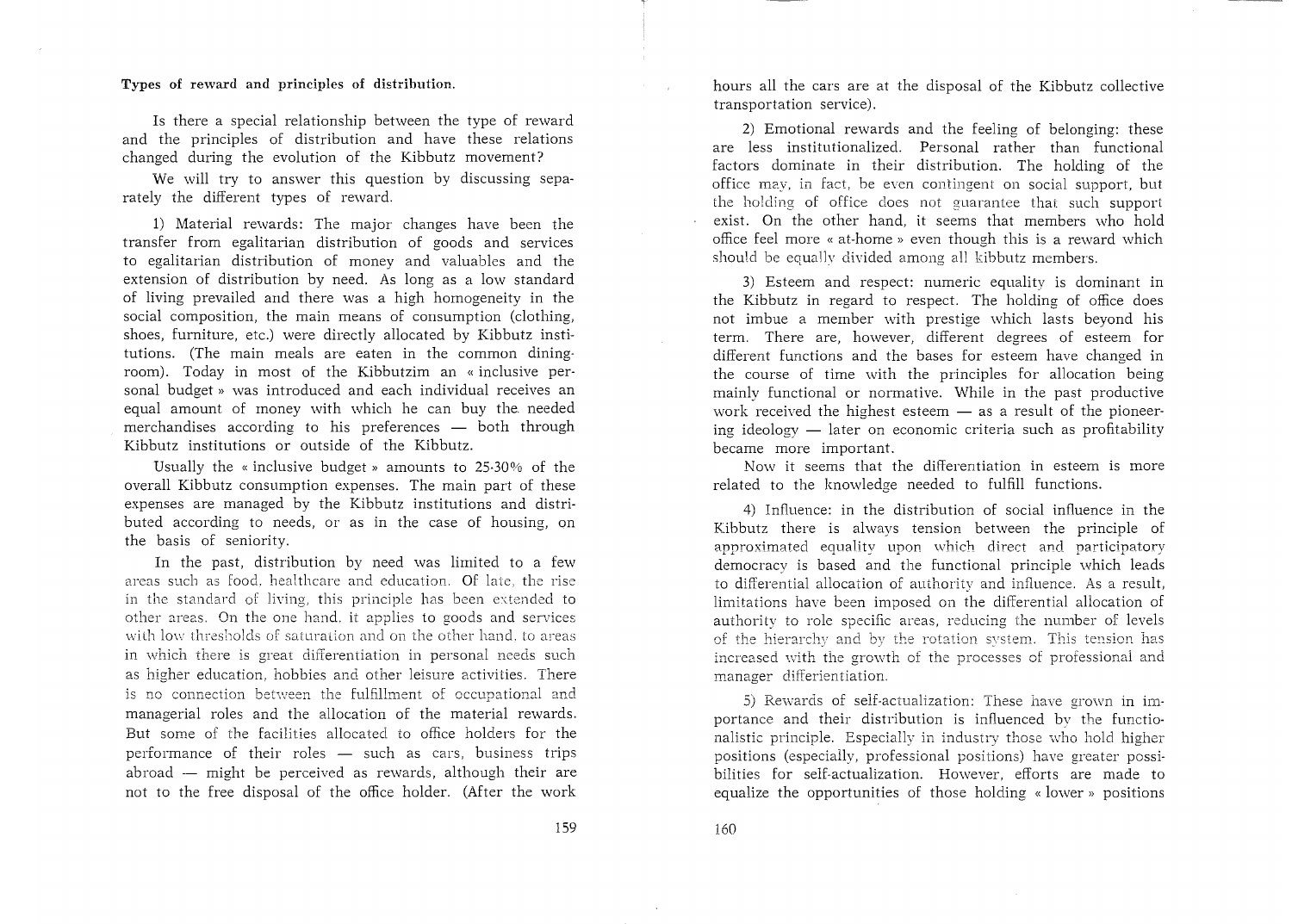**Types of reward and principles of distribution.**

Is there a special relationship between the type of reward and the principles of distribution and have these relations changed during the evolution of the Kibbutz movement?

We will try to answer this question by discussing separately the different types of reward.

1) Material rewards: The major changes have been the transfer from egalitarian distribution of goods and services to egalitarian distribution of money and valuables and the extension of distribution by need. As long as a low standard of living prevailed and there was a high homogeneity in the social composition, the main means of consumption (clothing, shoes, furniture, etc.) were directly allocated by Kibbutz institutions. (The main meals are eaten in the common dining-room). Today in most of the Kibbutzim an « inclusive personal budget » was introduced and each individual receives an equal amount of money with which he can buy the needed merchandises according to his preferences — both through Kibbutz institutions or outside of the Kibbutz.

Usually the « inclusive budget » amounts to 25-30% of the overall Kibbutz consumption expenses. The main part of these expenses are managed by the Kibbutz institutions and distributed according to needs, or as in the case of housing, on the basis of seniority.

In the past, distribution by need was limited to a few areas such as food, healthcare and education. Of late, the rise in the standard of living, this principle has been extended to other areas. On the one hand, it applies to goods and services with low thresholds of saturation and on the other hand, to areas in which there is great differentiation in personal needs such as higher education, hobbies and other leisure activities. There is no connection between the fulfillment of occupational and managerial roles and the allocation of the material rewards. But some of the facilities allocated to office holders for the performance of their roles — such as cars, business trips abroad — might be perceived as rewards, although their are not to the free disposal of the office holder. (After the work hours all the cars are at the disposal of the Kibbutz collective transportation service).

2) Emotional rewards and the feeling of belonging: these are less institutionalized. Personal rather than functional factors dominate in their distribution. The holding of the office may, in fact, be even contingent on social support, but the holding of office does not guarantee that such support exist. On the other hand, it seems that members who hold office feel more « at-home » even though this is a reward which should be equally divided among all kibbutz members.

3) Esteem and respect: numeric equality is dominant in the Kibbutz in regard to respect. The holding of office does not imbue a member with prestige which lasts beyond his term. There are, however, different degrees of esteem for different functions and the bases for esteem have changed in the course of time with the principles for allocation being mainly functional or normative. While in the past productive work received the highest esteem — as a result of the pioneering ideology — later on economic criteria such as profitability became more important.

Now it seems that the differentiation in esteem is more related to the knowledge needed to fulfill functions.

4) Influence: in the distribution of social influence in the Kibbutz there is always tension between the principle of approximated equality upon which direct and participatory democracy is based and the functional principle which leads to differential allocation of authority and influence. As a result, limitations have been imposed on the differential allocation of authority to role specific areas, reducing the number of levels of the hierarchy and by the rotation system. This tension has increased with the growth of the processes of professional and manager differientiation.

5) Rewards of self-actualization: These have grown in importance and their distribution is influenced by the functionalistic principle. Especially in industry those who hold higher positions (especially, professional positions) have greater possibilities for self-actualization. However, efforts are made to equalize the opportunities of those holding « lower » positions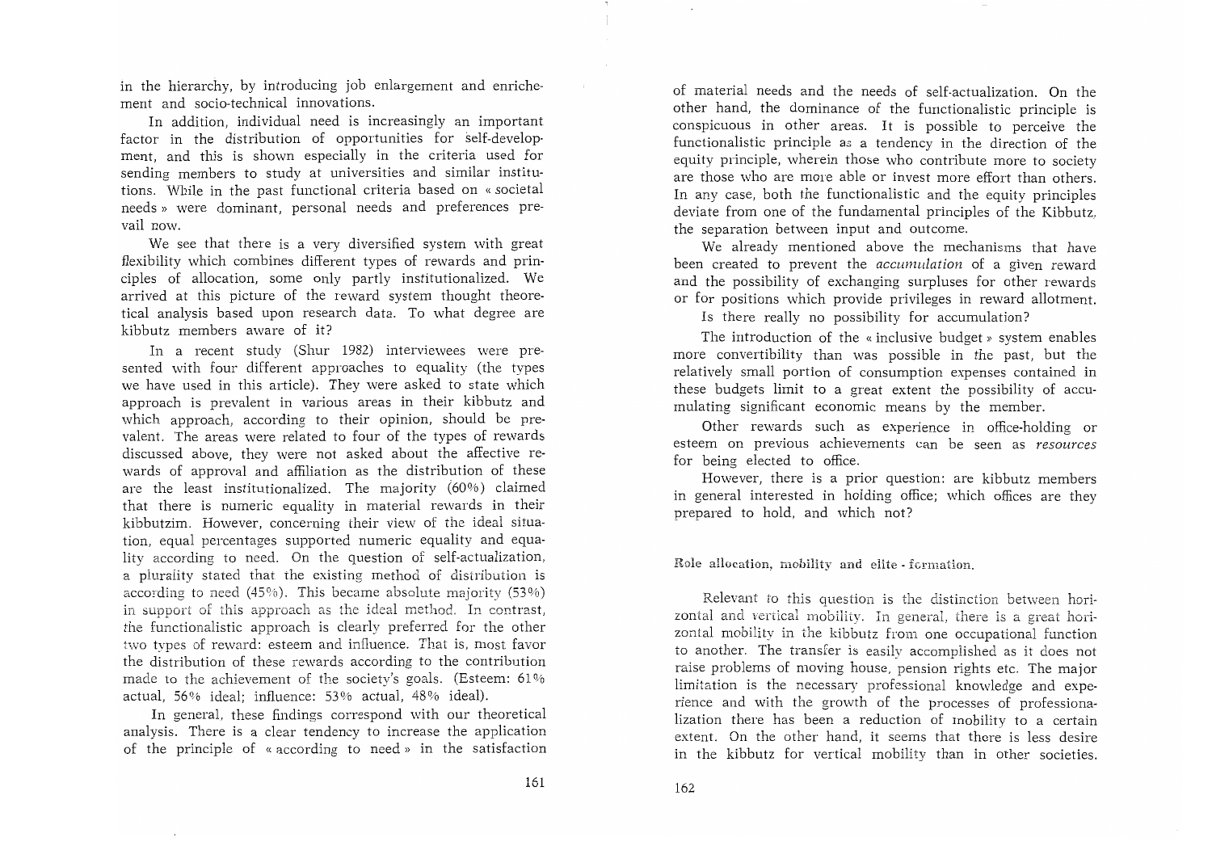in the hierarchy, by introducing job enlargement and enrichement and socio-technical innovations.

In addition, individual need is increasingly an important factor in the distribution of opportunities for self-development, and this is shown especially in the criteria used for sending members to study at universities and similar institutions. While in the past functional criteria based on « societal needs » were dominant, personal needs and preferences prevail now.

We see that there is a very diversified system with great flexibility which combines different types of rewards and principles of allocation, some only partly institutionalized. We arrived at this picture of the reward system thought theoretical analysis based upon research data. To what degree are kibbutz members aware of it?

In a recent study (Shur 1982) interviewees were presented with four different approaches to equality (the types we have used in this article). They were asked to state which approach is prevalent in various areas in their kibbutz and which approach, according to their opinion, should be prevalent. The areas were related to four of the types of rewards discussed above, they were not asked about the affective rewards of approval and affiliation as the distribution of these are the least institutionalized. The majority (60%) claimed that there is numeric equality in material rewards in their kibbutzim. However, concerning their view of the ideal situation, equal percentages supported numeric equality and equality according to need. On the question of self-actualization, a plurality stated that the existing method of distribution is according to need (45%). This became absolute majority (53%) in support of this approach as the ideal method. In contrast, the functionalistic approach is clearly preferred for the other two types of reward: esteem and influence. That is, most favor the distribution of these rewards according to the contribution made to the achievement of the society's goals. (Esteem: 61% actual, 56% ideal; influence: 53% actual, 48% ideal).

In general, these findings correspond with our theoretical analysis. There is a clear tendency to increase the application of the principle of « according to need » in the satisfaction of material needs and the needs of self-actualization. On the other hand, the dominance of the functionalistic principle is conspicuous in other areas. It is possible to perceive the functionalistic principle as a tendency in the direction of the equity principle, wherein those who contribute more to society are those who are more able or invest more effort than others. In any case, both the functionalistic and the equity principles deviate from one of the fundamental principles of the Kibbutz, the separation between input and outcome.

We already mentioned above the mechanisms that have been created to prevent the *accumulation* of a given reward and the possibility of exchanging surpluses for other rewards or for positions which provide privileges in reward allotment.

Is there really no possibility for accumulation?

The introduction of the « inclusive budget » system enables more convertibility than was possible in the past, but the relatively small portion of consumption expenses contained in these budgets limit to a great extent the possibility of accumulating significant economic means by the member.

Other rewards such as experience in office-holding or esteem on previous achievements can be seen as *resources* for being elected to office.

However, there is a prior question: are kibbutz members in general interested in holding office; which offices are they prepared to hold, and which not?

## Role allocation, mobility and elite - formation.

Relevant to this question is the distinction between horizontal and vertical mobility. In general, there is a great horizontal mobility in the kibbutz from one occupational function to another. The transfer is easily accomplished as it does not raise problems of moving house, pension rights etc. The major limitation is the necessary professional knowledge and experience and with the growth of the processes of professionalization there has been a reduction of mobility to a certain extent. On the other hand, it seems that there is less desire in the kibbutz for vertical mobility than in other societies.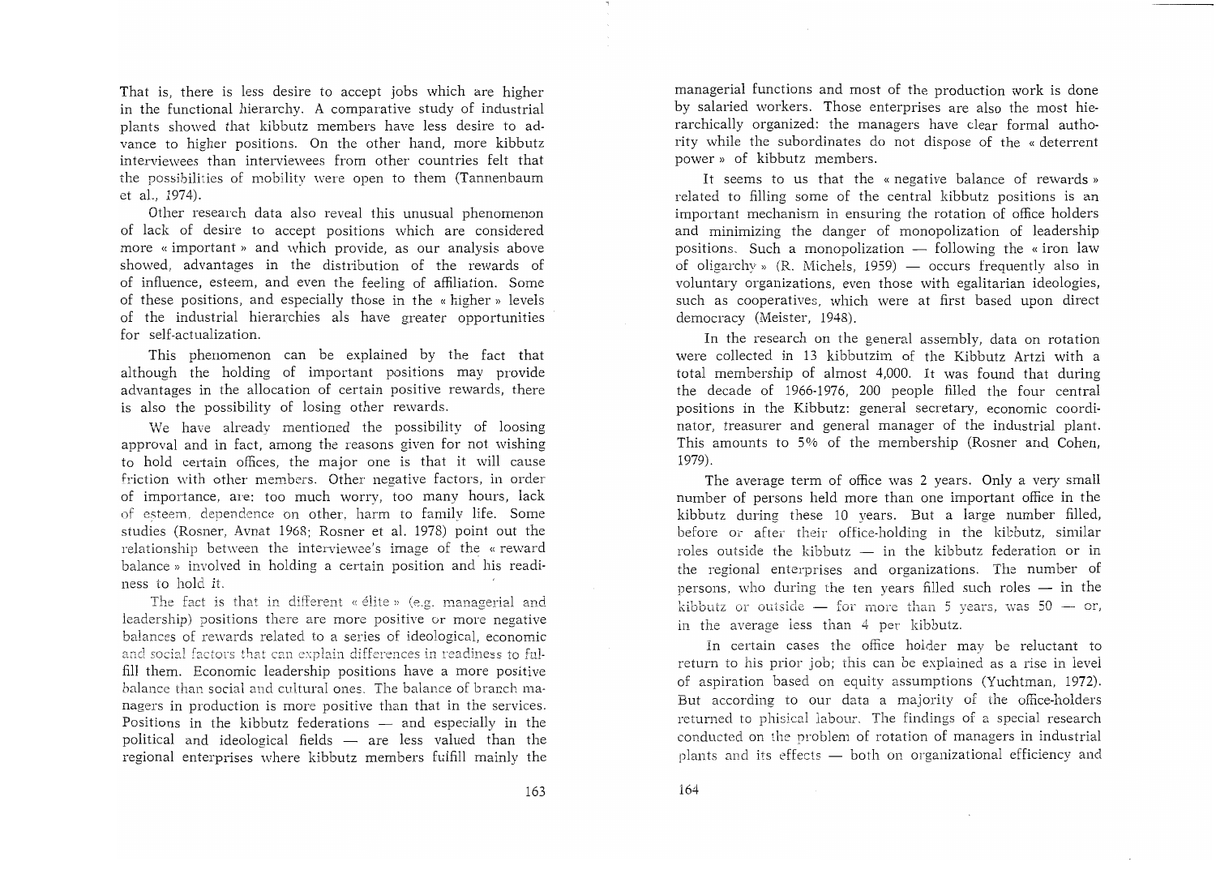That is, there is less desire to accept jobs which are higher in the functional hierarchy. A comparative study of industrial plants showed that kibbutz members have less desire to advance to higher positions. On the other hand, more kibbutz interviewees than interviewees from other countries felt that the possibilities of mobility were open to them (Tannenbaum et al., 1974).

Other research data also reveal this unusual phenomenon of lack of desire to accept positions which are considered more « important » and which provide, as our analysis above showed, advantages in the distribution of the rewards of of influence, esteem, and even the feeling of affiliation. Some of these positions, and especially those in the « higher » levels of the industrial hierarchies als have greater opportunities for self-actualization.

This phenomenon can be explained by the fact that although the holding of important positions may provide advantages in the allocation of certain positive rewards, there is also the possibility of losing other rewards.

We have already mentioned the possibility of loosing approval and in fact, among the reasons given for not wishing to hold certain offices, the major one is that it will cause friction with other members. Other negative factors, in order of importance, are: too much worry, too many hours, lack of esteem, dependence on other, harm to family life. Some studies (Rosner, Avnat 1968; Rosner et al. 1978) point out the relationship between the interviewee's image of the « reward balance » involved in holding a certain position and his readiness to hold it.

The fact is that in different « élite » (e.g. managerial and leadership) positions there are more positive or more negative balances of rewards related to a series of ideological, economic and social factors that can explain differences in readiness to fulfill them. Economic leadership positions have a more positive balance than social and cultural ones. The balance of branch managers in production is more positive than that in the services. Positions in the kibbutz federations — and especially in the political and ideological fields — are less valued than the regional enterprises where kibbutz members fulfill mainly the managerial functions and most of the production work is done by salaried workers. Those enterprises are also the most hierarchically organized: the managers have clear formal authority while the subordinates do not dispose of the « deterrent power » of kibbutz members.

It seems to us that the « negative balance of rewards » related to filling some of the central kibbutz positions is an important mechanism in ensuring the rotation of office holders and minimizing the danger of monopolization of leadership positions. Such a monopolization — following the « iron law of oligarchy » (R. Michels, 1959) — occurs frequently also in voluntary organizations, even those with egalitarian ideologies, such as cooperatives, which were at first based upon direct democracy (Meister, 1948).

In the research on the general assembly, data on rotation were collected in 13 kibbutzim of the Kibbutz Artzi with a total membership of almost 4,000. It was found that during the decade of 1966-1976, 200 people filled the four central positions in the Kibbutz: general secretary, economic coordinator, treasurer and general manager of the industrial plant. This amounts to 5% of the membership (Rosner and Cohen, 1979).

The average term of office was 2 years. Only a very small number of persons held more than one important office in the kibbutz during these 10 years. But a large number filled, before or after their office-holding in the kibbutz, similar roles outside the kibbutz — in the kibbutz federation or in the regional enterprises and organizations. The number of persons, who during the ten years filled such roles — in the kibbutz or outside — for more than 5 years, was 50 — or, in the average less than 4 per kibbutz.

In certain cases the office holder may be reluctant to return to his prior job; this can be explained as a rise in level of aspiration based on equity assumptions (Yuchtman, 1972). But according to our data a majority of the office-holders returned to phisical labour. The findings of a special research conducted on the problem of rotation of managers in industrial plants and its effects — both on organizational efficiency and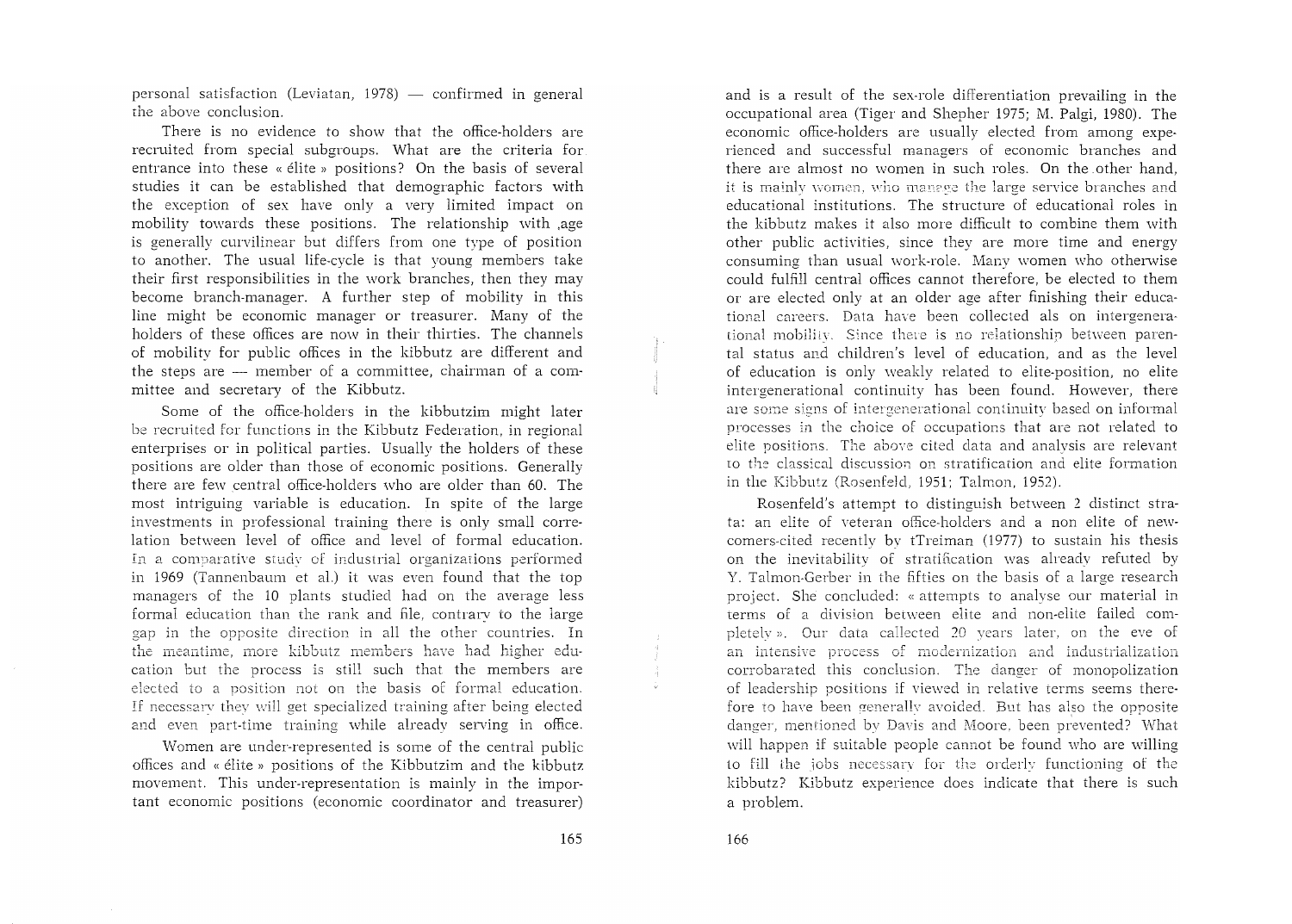personal satisfaction (Leviatan, 1978) — confirmed in general the above conclusion.

There is no evidence to show that the office-holders are recruited from special subgroups. What are the criteria for entrance into these « élite » positions? On the basis of several studies it can be established that demographic factors with the exception of sex have only a very limited impact on mobility towards these positions. The relationship with ,age is generally curvilinear but differs from one type of position to another. The usual life-cycle is that young members take their first responsibilities in the work branches, then they may become branch-manager. A further step of mobility in this line might be economic manager or treasurer. Many of the holders of these offices are now in their thirties. The channels of mobility for public offices in the kibbutz are different and the steps are — member of a committee, chairman of a committee and secretary of the Kibbutz.

Some of the office-holders in the kibbutzim might later be recruited for functions in the Kibbutz Federation, in regional enterprises or in political parties. Usually the holders of these positions are older than those of economic positions. Generally there are few central office-holders who are older than 60. The most intriguing variable is education. In spite of the large investments in professional training there is only small correlation between level of office and level of formal education. In a comparative study of industrial organizations performed in 1969 (Tannenbaum et al.) it was even found that the top managers of the 10 plants studied had on the average less formal education than the rank and file, contrary to the large gap in the opposite direction in all the other countries. In the meantime, more kibbutz members have had higher education but the process is still such that the members are elected to a position not on the basis of formal education. If necessary they will get specialized training after being elected and even part-time training while already serving in office.

Women are under-represented is some of the central public offices and « élite » positions of the Kibbutzim and the kibbutz movement. This under-representation is mainly in the important economic positions (economic coordinator and treasurer) and is a result of the sex-role differentiation prevailing in the occupational area (Tiger and Shepher 1975; M. Palgi, 1980). The economic office-holders are usually elected from among experienced and successful managers of economic branches and there are almost no women in such roles. On the other hand, it is mainly women, who manage the large service branches and educational institutions. The structure of educational roles in the kibbutz makes it also more difficult to combine them with other public activities, since they are more time and energy consuming than usual work-role. Many women who otherwise could fulfill central offices cannot therefore, be elected to them or are elected only at an older age after finishing their educational careers. Data have been collected als on intergenerational mobility. Since there is no relationship between parental status and children's level of education, and as the level of education is only weakly related to elite-position, no elite intergenerational continuity has been found. However, there are some signs of intergenerational continuity based on informal processes in the choice of occupations that are not related to elite positions. The above cited data and analysis are relevant to the classical discussion on stratification and elite formation in the Kibbutz (Rosenfeld, 1951; Talmon, 1952).

Rosenfeld's attempt to distinguish between 2 distinct strata: an elite of veteran office-holders and a non elite of newcomers-cited recently by tTreiman (1977) to sustain his thesis on the inevitability of stratification was already refuted by Y. Talmon-Gerber in the fifties on the basis of a large research project. She concluded: « attempts to analyse our material in terms of a division between elite and non-elite failed completely ». Our data callected 20 years later, on the eve of an intensive process of modernization and industrialization corroborated this conclusion. The danger of monopolization of leadership positions if viewed in relative terms seems therefore to have been generally avoided. But has also the opposite danger, mentioned by Davis and Moore, been prevented? What will happen if suitable people cannot be found who are willing to fill the jobs necessary for the orderly functioning of the kibbutz? Kibbutz experience does indicate that there is such a problem.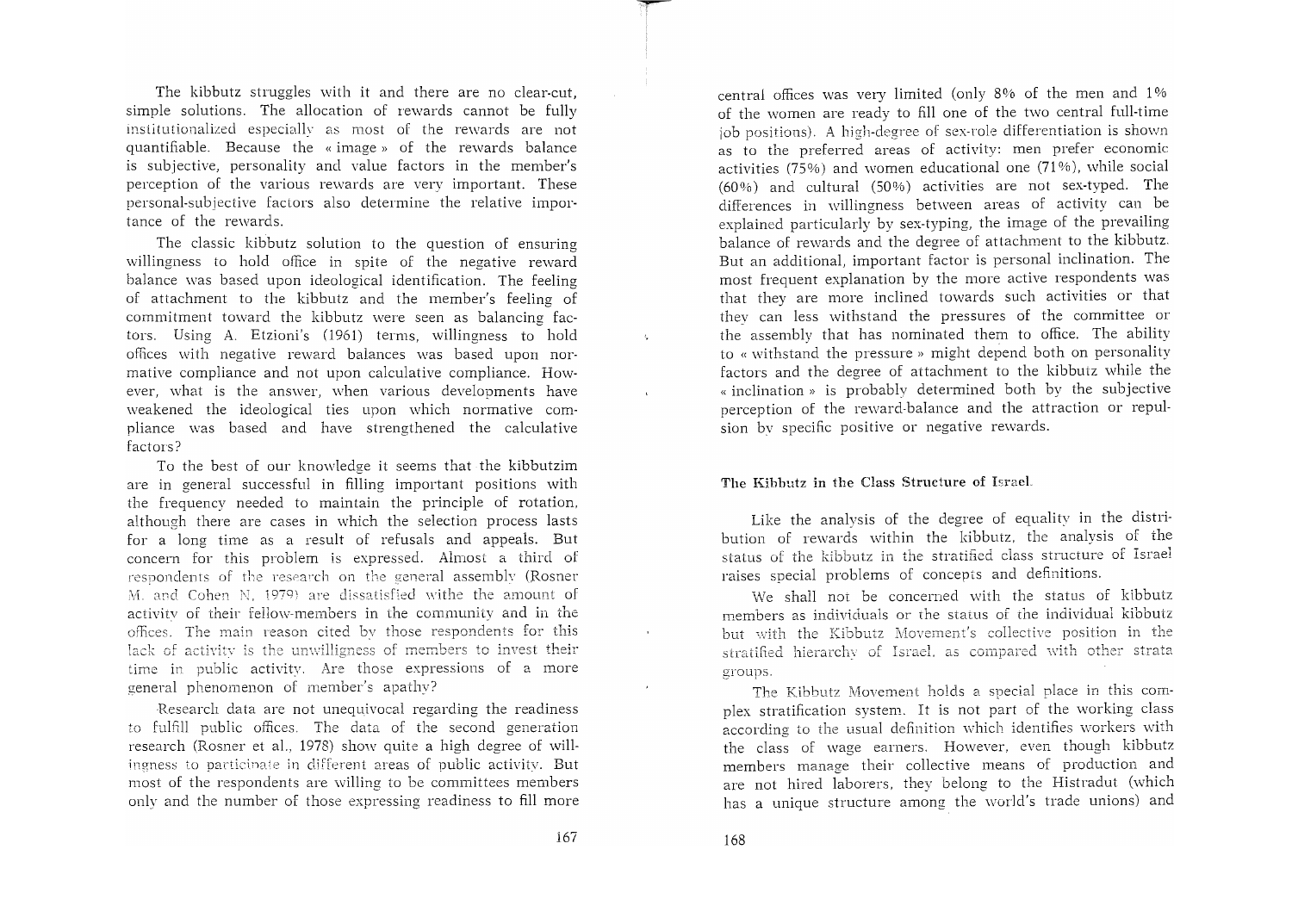The kibbutz struggles with it and there are no clear-cut, simple solutions. The allocation of rewards cannot be fully institutionalized especially as most of the rewards are not quantifiable. Because the « image » of the rewards balance is subjective, personality and value factors in the member's perception of the various rewards are very important. These personal-subjective factors also determine the relative importance of the rewards.

The classic kibbutz solution to the question of ensuring willingness to hold office in spite of the negative reward balance was based upon ideological identification. The feeling of attachment to the kibbutz and the member's feeling of commitment toward the kibbutz were seen as balancing factors. Using A. Etzioni's (1961) terms, willingness to hold offices with negative reward balances was based upon normative compliance and not upon calculative compliance. However, what is the answer, when various developments have weakened the ideological ties upon which normative compliance was based and have strengthened the calculative factors?

To the best of our knowledge it seems that the kibbutzim are in general successful in filling important positions with the frequency needed to maintain the principle of rotation, although there are cases in which the selection process lasts for a long time as a result of refusals and appeals. But concern for this problem is expressed. Almost a third of respondents of the research on the general assembly (Rosner M. and Cohen N, 1979) are dissatisfied withe the amount of activity of their fellow-members in the community and in the offices. The main reason cited by those respondents for this lack of activity is the unwillignes of members to invest their time in public activity. Are those expressions of a more general phenomenon of member's apathy?

Research data are not unequivocal regarding the readiness to fulfill public offices. The data of the second generation research (Rosner et al., 1978) show quite a high degree of willingness to participate in different areas of public activity. But most of the respondents are willing to be committees members only and the number of those expressing readiness to fill more central offices was very limited (only 8% of the men and 1% of the women are ready to fill one of the two central full-time job positions). A high-degree of sex-role differentiation is shown as to the preferred areas of activity: men prefer economic activities (75%) and women educational one (71%), while social (60%) and cultural (50%) activities are not sex-typed. The differences in willingness between areas of activity can be explained particularly by sex-typing, the image of the prevailing balance of rewards and the degree of attachment to the kibbutz. But an additional, important factor is personal inclination. The most frequent explanation by the more active respondents was that they are more inclined towards such activities or that they can less withstand the pressures of the committee or the assembly that has nominated them to office. The ability to « withstand the pressure » might depend both on personality factors and the degree of attachment to the kibbutz while the « inclination » is probably determined both by the subjective perception of the reward-balance and the attraction or repulsion by specific positive or negative rewards.

## The Kibbutz in the Class Structure of Israel

Like the analysis of the degree of equality in the distribution of rewards within the kibbutz, the analysis of the status of the kibbutz in the stratified class structure of Israel raises special problems of concepts and definitions.

We shall not be concerned with the status of kibbutz members as individuals or the status of the individual kibbutz but with the Kibbutz Movement's collective position in the stratified hierarchy of Israel, as compared with other strata groups.

The Kibbutz Movement holds a special place in this complex stratification system. It is not part of the working class according to the usual definition which identifies workers with the class of wage earners. However, even though kibbutz members manage their collective means of production and are not hired laborers, they belong to the Histradut (which has a unique structure among the world's trade unions) and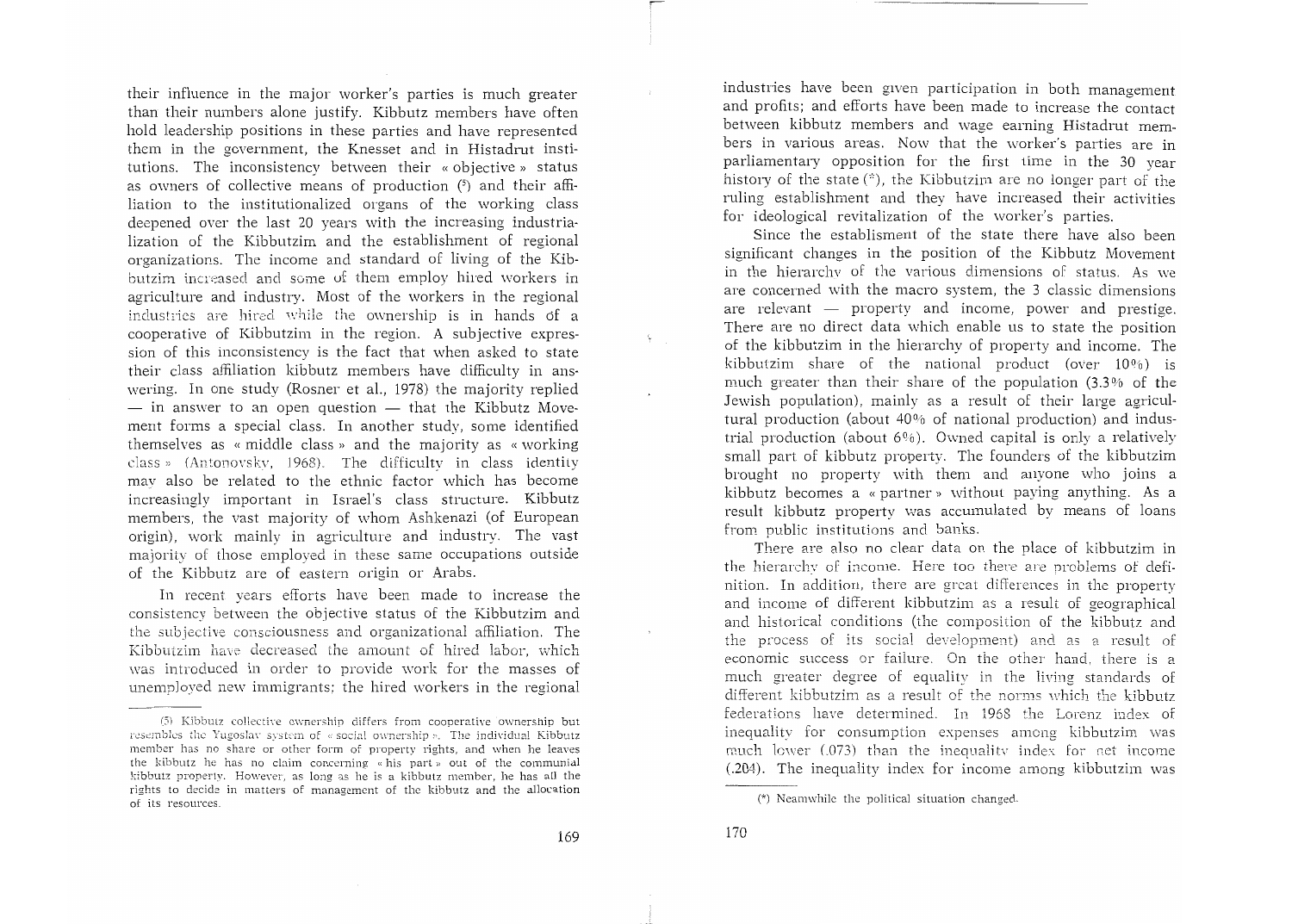their influence in the major worker's parties is much greater than their numbers alone justify. Kibbutz members have often hold leadership positions in these parties and have represented them in the government, the Knesset and in Histadrut institutions. The inconsistency between their « objective » status as owners of collective means of production (5) and their affiliation to the institutionalized organs of the working class deepened over the last 20 years with the increasing industrialization of the Kibbutzim and the establishment of regional organizations. The income and standard of living of the Kibbutzim increased and some of them employ hired workers in agriculture and industry. Most of the workers in the regional industries are hired while the ownership is in hands of a cooperative of Kibbutzim in the region. A subjective expression of this inconsistency is the fact that when asked to state their class affiliation kibbutz members have difficulty in answering. In one study (Rosner et al., 1978) the majority replied — in answer to an open question — that the Kibbutz Movement forms a special class. In another study, some identified themselves as « middle class » and the majority as « working class » (Antonovsky, 1968). The difficulty in class identity may also be related to the ethnic factor which has become increasingly important in Israel's class structure. Kibbutz members, the vast majority of whom Ashkenazi (of European origin), work mainly in agriculture and industry. The vast majority of those employed in these same occupations outside of the Kibbutz are of eastern origin or Arabs.

In recent years efforts have been made to increase the consistency between the objective status of the Kibbutzim and the subjective consciousness and organizational affiliation. The Kibbutzim have decreased the amount of hired labor, which was introduced in order to provide work for the masses of unemployed new immigrants; the hired workers in the regional industries have been given participation in both management and profits; and efforts have been made to increase the contact between kibbutz members and wage earning Histadrut members in various areas. Now that the worker's parties are in parliamentary opposition for the first time in the 30 year history of the state (*), the Kibbutzim are no longer part of the ruling establishment and they have increased their activities for ideological revitalization of the worker's parties.

Since the establisment of the state there have also been significant changes in the position of the Kibbutz Movement in the hierarchy of the various dimensions of status. As we are concerned with the macro system, the 3 classic dimensions are relevant — property and income, power and prestige. There are no direct data which enable us to state the position of the kibbutzim in the hierarchy of property and income. The kibbutzim share of the national product (over 10%) is much greater than their share of the population (3.3% of the Jewish population), mainly as a result of their large agricultural production (about 40% of national production) and industrial production (about 6%). Owned capital is only a relatively small part of kibbutz property. The founders of the kibbutzim brought no property with them and anyone who joins a kibbutz becomes a « partner » without paying anything. As a result kibbutz property was accumulated by means of loans from public institutions and banks.

There are also no clear data on the place of kibbutzim in the hierarchy of income. Here too there are problems of definition. In addition, there are great differences in the property and income of different kibbutzim as a result of geographical and historical conditions (the composition of the kibbutz and the process of its social development) and as a result of economic success or failure. On the other hand, there is a much greater degree of equality in the living standards of different kibbutzim as a result of the norms which the kibbutz federations have determined. In 1968 the Lorenz index of inequality for consumption expenses among kibbutzim was much lower (.073) than the inequality index for net income (.204). The inequality index for income among kibbutzim was

---

(5) Kibbutz collective ownership differs from cooperative ownership but resembles the Yugoslav system of « social ownership ». The individual Kibbutz member has no share or other form of property rights, and when he leaves the kibbutz he has no claim concerning « his part » out of the communial kibbutz property. However, as long as he is a kibbutz member, he has all the rights to decide in matters of management of the kibbutz and the allocation of its resources.

(*) Meanwhile the political situation changed.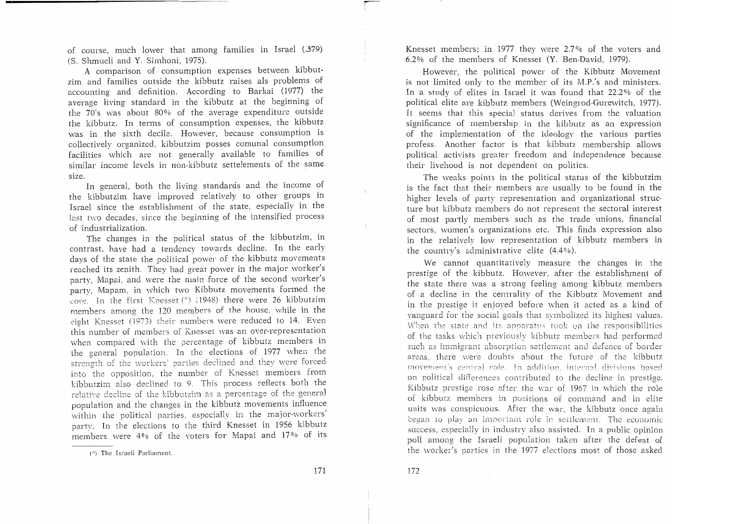of course, much lower that among families in Israel (.379) (S. Shmueli and Y. Simhoni, 1975).

A comparison of consumption expenses between kibbutzim and families outside the kibbutz raises als problems of accounting and definition. According to Barkai (1977) the average living standard in the kibbutz at the beginning of the 70's was about 80% of the average expenditure outside the kibbutz. In terms of consumption expenses, the kibbutz was in the sixth decile. However, because consumption is collectively organized, kibbutzim posses comunal consumption facilities which are not generally available to families of similar income levels in non-kibbutz settelements of the same size.

In general, both the living standards and the income of the kibbutzim have improved relatively to other groups in Israel since the establishment of the state, especially in the last two decades, since the beginning of the intensified process of industrialization.

The changes in the political status of the kibbutzim, in contrast, have had a tendency towards decline. In the early days of the state the political power of the kibbutz movements reached its zenith. They had great power in the major worker's party, Mapai, and were the main force of the second worker's party, Mapam, in which two Kibbutz movements formed the core. In the first Knesset (*) (1948) there were 26 kibbutzim members among the 120 members of the house, while in the eight Knesset (1973) their numbers were reduced to 14. Even this number of members of Knesset was an over-representation when compared with the percentage of kibbutz members in the general population. In the elections of 1977 when the strength of the workers' parties declined and they were forced into the opposition, the number of Knesset members from kibbutzim also declined to 9. This process reflects both the relative decline of the kibbutzim as a percentage of the general population and the changes in the kibbutz movements influence within the political parties, especially in the major-workers' party. In the elections to the third Knesset in 1956 kibbutz members were 4% of the voters for Mapai and 17% of its Knesset members; in 1977 they were 2.7% of the voters and 6.2% of the members of Knesset (Y. Ben-David, 1979).

(*) The Israeli Parliament.

However, the political power of the Kibbutz Movement is not limited only to the member of its M.P.'s and ministers. In a study of elites in Israel it was found that 22.2% of the political elite are kibbutz members (Weingrod-Gurewitch, 1977). It seems that this special status derives from the valuation significance of membership in the kibbutz as an expression of the implementation of the ideology the various parties profess. Another factor is that kibbutz membership allows political activists greater freedom and independence because their livehood is not dependent on politics.

The weaks points in the political status of the kibbutzim is the fact that their members are usually to be found in the higher levels of party representation and organizational structure but kibbutz members do not represent the sectoral interest of most partly members such as the trade unions, financial sectors, women's organizations etc. This finds expression also in the relatively low representation of kibbutz members in the country's administrative elite (4.4%).

We cannot quantitatively measure the changes in the prestige of the kibbutz. However, after the establishment of the state there was a strong feeling among kibbutz members of a decline in the centrality of the Kibbutz Movement and in the prestige it enjoyed before when it acted as a kind of vanguard for the social goals that symbolized its highest values. When the state and its apparatus took on the responsibilities of the tasks which previously kibbutz members had performed such as immigrant absorption settlement and defence of border areas, there were doubts about the future of the kibbutz movement's central role. In addition, internal divisions based on political differences contributed to the decline in prestige. Kibbutz prestige rose after the war of 1967 in which the role of kibbutz members in positions of command and in elite units was conspicuous. After the war, the kibbutz once again began to play an important role in settlement. The economic success, especially in industry also assisted. In a public opinion poll among the Israeli population taken after the defeat of the worker's parties in the 1977 elections most of those asked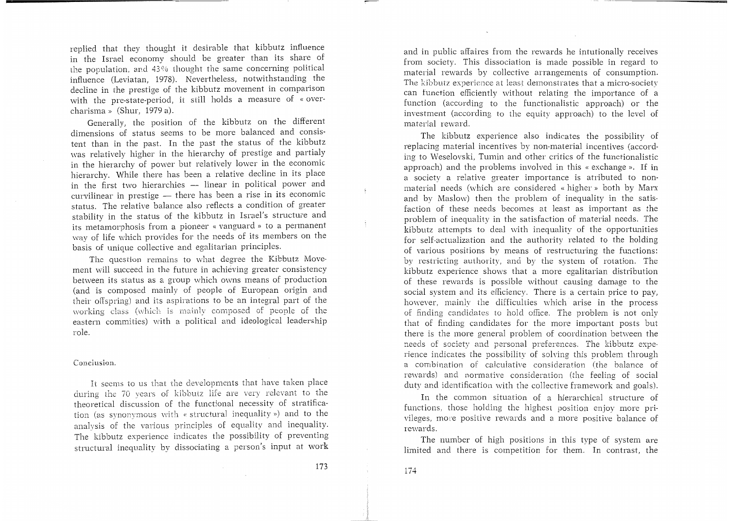replied that they thought it desirable that kibbutz influence in the Israel economy should be greater than its share of the population, and 43% thought the same concerning political influence (Leviatan, 1978). Nevertheless, notwithstanding the decline in the prestige of the kibbutz movement in comparison with the pre-state-period, it still holds a measure of « over-charisma » (Shur, 1979 a).

Generally, the position of the kibbutz on the different dimensions of status seems to be more balanced and consistent than in the past. In the past the status of the kibbutz was relatively higher in the hierarchy of prestige and partialy in the hierarchy of power but relatively lower in the economic hierarchy. While there has been a relative decline in its place in the first two hierarchies — linear in political power and curvilinear in prestige — there has been a rise in its economic status. The relative balance also reflects a condition of greater stability in the status of the kibbutz in Israel's structure and its metamorphosis from a pioneer « vanguard » to a permanent way of life which provides for the needs of its members on the basis of unique collective and egalitarian principles.

The question remains to what degree the Kibbutz Movement will succeed in the future in achieving greater consistency between its status as a group which owns means of production (and is composed mainly of people of European origin and their offspring) and its aspirations to be an integral part of the working class (which is mainly composed of people of the eastern commities) with a political and ideological leadership role.

## Conclusion.

It seems to us that the developments that have taken place during the 70 years of kibbutz life are very relevant to the theoretical discussion of the functional necessity of stratification (as synonymous with « structural inequality ») and to the analysis of the various principles of equality and inequality. The kibbutz experience indicates the possibility of preventing structural inequality by dissociating a person's input at work and in public affaires from the rewards he intutionally receives from society. This dissociation is made possible in regard to material rewards by collective arrangements of consumption. The kibbutz experience at least demonstrates that a micro-society can function efficiently without relating the importance of a function (according to the functionalistic approach) or the investment (according to the equity approach) to the level of material reward.

The kibbutz experience also indicates the possibility of replacing material incentives by non-material incentives (according to Weselovski, Tumin and other critics of the functionalistic approach) and the problems involved in this « exchange ». If in a society a relative greater importance is atributed to non-material needs (which are considered « higher » both by Marx and by Maslow) then the problem of inequality in the satisfaction of these needs becomes at least as important as the problem of inequality in the satisfaction of material needs. The kibbutz attempts to deal with inequality of the opportunities for self-actualization and the authority related to the holding of various positions by means of restructuring the functions: by restricting authority, and by the system of rotation. The kibbutz experience shows that a more egalitarian distribution of these rewards is possible without causing damage to the social system and its efficiency. There is a certain price to pay, however, mainly the difficulties which arise in the process of finding candidates to hold office. The problem is not only that of finding candidates for the more important posts but there is the more general problem of coordination between the needs of society and personal preferences. The kibbutz experience indicates the possibility of solving this problem through a combination of calculative consideration (the balance of rewards) and normative consideration (the feeling of social duty and identification with the collective framework and goals).

In the common situation of a hierarchical structure of functions, those holding the highest position enjoy more privileges, more positive rewards and a more positive balance of rewards.

The number of high positions in this type of system are limited and there is competition for them. In contrast, the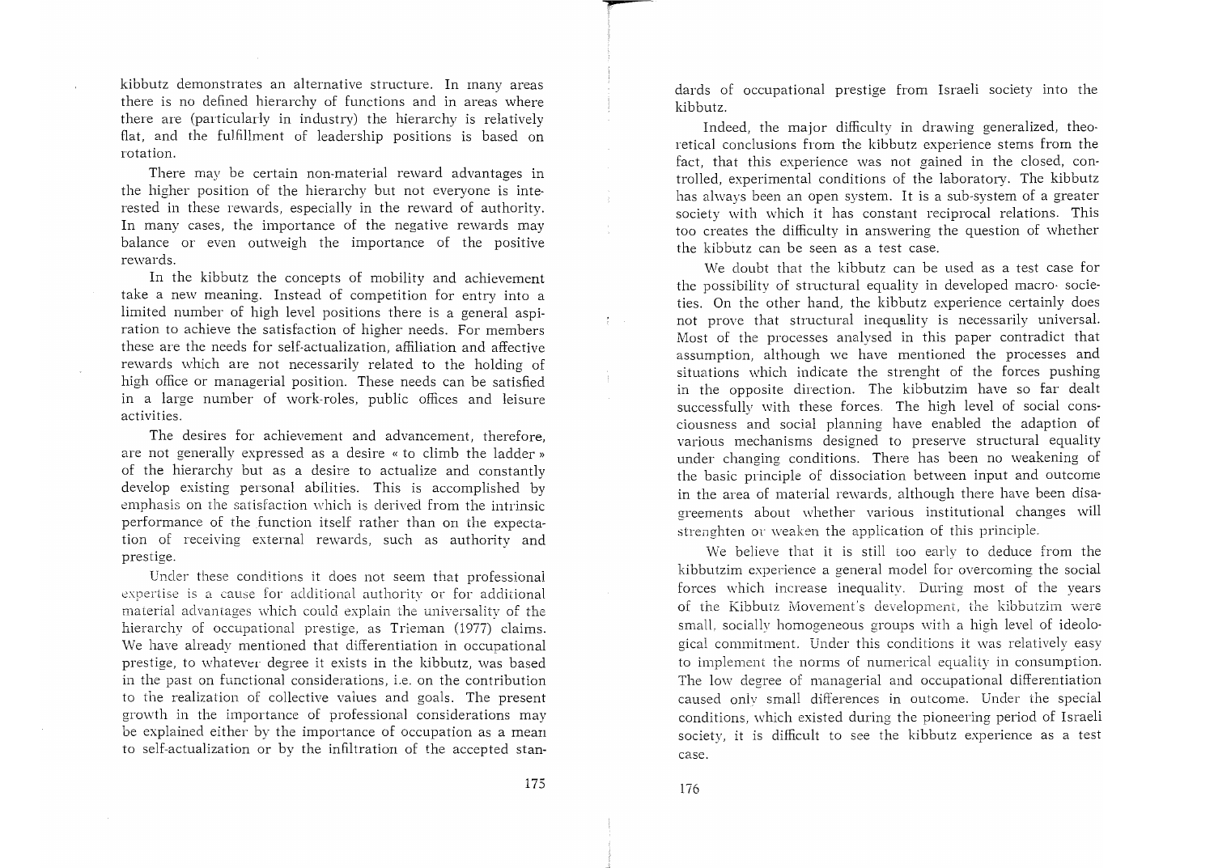kibbutz demonstrates an alternative structure. In many areas there is no defined hierarchy of functions and in areas where there are (particularly in industry) the hierarchy is relatively flat, and the fulfillment of leadership positions is based on rotation.

There may be certain non-material reward advantages in the higher position of the hierarchy but not everyone is interested in these rewards, especially in the reward of authority. In many cases, the importance of the negative rewards may balance or even outweigh the importance of the positive rewards.

In the kibbutz the concepts of mobility and achievement take a new meaning. Instead of competition for entry into a limited number of high level positions there is a general aspiration to achieve the satisfaction of higher needs. For members these are the needs for self-actualization, affiliation and affective rewards which are not necessarily related to the holding of high office or managerial position. These needs can be satisfied in a large number of work-roles, public offices and leisure activities.

The desires for achievement and advancement, therefore, are not generally expressed as a desire « to climb the ladder » of the hierarchy but as a desire to actualize and constantly develop existing personal abilities. This is accomplished by emphasis on the satisfaction which is derived from the intrinsic performance of the function itself rather than on the expectation of receiving external rewards, such as authority and prestige.

Under these conditions it does not seem that professional expertise is a cause for additional authority or for additional material advantages which could explain the universality of the hierarchy of occupational prestige, as Trieman (1977) claims. We have already mentioned that differentiation in occupational prestige, to whatever degree it exists in the kibbutz, was based in the past on functional considerations, i.e. on the contribution to the realization of collective values and goals. The present growth in the importance of professional considerations may be explained either by the importance of occupation as a mean to self-actualization or by the infiltration of the accepted standards of occupational prestige from Israeli society into the kibbutz.

Indeed, the major difficulty in drawing generalized, theoretical conclusions from the kibbutz experience stems from the fact, that this experience was not gained in the closed, controlled, experimental conditions of the laboratory. The kibbutz has always been an open system. It is a sub-system of a greater society with which it has constant reciprocal relations. This too creates the difficulty in answering the question of whether the kibbutz can be seen as a test case.

We doubt that the kibbutz can be used as a test case for the possibility of structural equality in developed macro- societies. On the other hand, the kibbutz experience certainly does not prove that structural inequality is necessarily universal. Most of the processes analysed in this paper contradict that assumption, although we have mentioned the processes and situations which indicate the strenght of the forces pushing in the opposite direction. The kibbutzim have so far dealt successfully with these forces. The high level of social consciousness and social planning have enabled the adaption of various mechanisms designed to preserve structural equality under changing conditions. There has been no weakening of the basic principle of dissociation between input and outcome in the area of material rewards, although there have been disagreements about whether various institutional changes will strenghten or weaken the application of this principle.

We believe that it is still too early to deduce from the kibbutzim experience a general model for overcoming the social forces which increase inequality. During most of the years of the Kibbutz Movement's development, the kibbutzim were small, socially homogeneous groups with a high level of ideological commitment. Under this conditions it was relatively easy to implement the norms of numerical equality in consumption. The low degree of managerial and occupational differentiation caused only small differences in outcome. Under the special conditions, which existed during the pioneering period of Israeli society, it is difficult to see the kibbutz experience as a test case.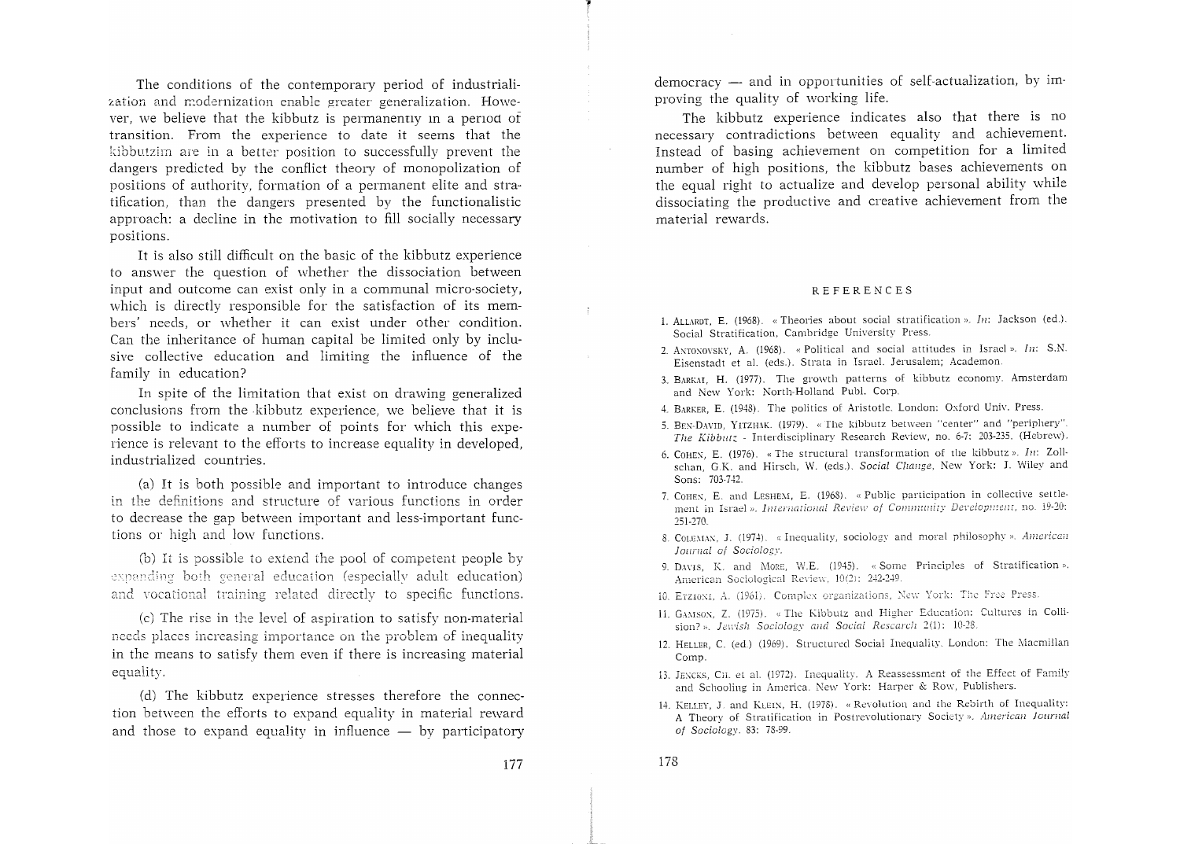The conditions of the contemporary period of industrialization and modernization enable greater generalization. However, we believe that the kibbutz is permanently in a period of transition. From the experience to date it seems that the kibbutzim are in a better position to successfully prevent the dangers predicted by the conflict theory of monopolization of positions of authority, formation of a permanent elite and stratification, than the dangers presented by the functionalistic approach: a decline in the motivation to fill socially necessary positions.

It is also still difficult on the basic of the kibbutz experience to answer the question of whether the dissociation between input and outcome can exist only in a communal micro-society, which is directly responsible for the satisfaction of its members' needs, or whether it can exist under other condition. Can the inheritance of human capital be limited only by inclusive collective education and limiting the influence of the family in education?

In spite of the limitation that exist on drawing generalized conclusions from the kibbutz experience, we believe that it is possible to indicate a number of points for which this experience is relevant to the efforts to increase equality in developed, industrialized countries.

(a) It is both possible and important to introduce changes in the definitions and structure of various functions in order to decrease the gap between important and less-important functions or high and low functions.

(b) It is possible to extend the pool of competent people by expanding both general education (especially adult education) and vocational training related directly to specific functions.

(c) The rise in the level of aspiration to satisfy non-material needs places increasing importance on the problem of inequality in the means to satisfy them even if there is increasing material equality.

(d) The kibbutz experience stresses therefore the connection between the efforts to expand equality in material reward and those to expand equality in influence — by participatory democracy — and in opportunities of self-actualization, by improving the quality of working life.

The kibbutz experience indicates also that there is no necessary contradictions between equality and achievement. Instead of basing achievement on competition for a limited number of high positions, the kibbutz bases achievements on the equal right to actualize and develop personal ability while dissociating the productive and creative achievement from the material rewards.

## REFERENCES

1. Allardt, E. (1968). « Theories about social stratification ». *In*: Jackson (ed.). Social Stratification, Cambridge University Press.
2. Antonovsky, A. (1968). « Political and social attitudes in Israel ». *In*: S.N. Eisenstadt et al. (eds.). Strata in Israel. Jerusalem; Academon.
3. Barkai, H. (1977). The growth patterns of kibbutz economy. Amsterdam and New York: North-Holland Publ. Corp.
4. Barker, E. (1948). The politics of Aristotle. London: Oxford Univ. Press.
5. Ben-David, Yitzhak. (1979). « The kibbutz between "center" and "periphery". *The Kibbutz* - Interdisciplinary Research Review, no. 6-7: 203-235. (Hebrew).
6. Cohen, E. (1976). « The structural transformation of the kibbutz ». *In*: Zollschan, G.K. and Hirsch, W. (eds.). *Social Change*, New York: J. Wiley and Sons: 703-742.
7. Cohen, E. and Leshem, E. (1968). « Public participation in collective settlement in Israel ». *International Review of Community Development*, no. 19-20: 251-270.
8. Coleman, J. (1974). « Inequality, sociology and moral philosophy ». *American Journal of Sociology*.
9. Davis, K. and More, W.E. (1945). « Some Principles of Stratification ». American Sociological Review, 10(2): 242-249.
10. Etzioni, A. (1961). Complex organizations, New York: The Free Press.
11. Gamson, Z. (1975). « The Kibbutz and Higher Education: Cultures in Collision? ». *Jewish Sociology and Social Research* 2(1): 10-28.
12. Heller, C. (ed.) (1969). Structured Social Inequality. London: The Macmillan Comp.
13. Jencks, Ch. et al. (1972). Inequality. A Reassessment of the Effect of Family and Schooling in America. New York: Harper & Row, Publishers.
14. Kelley, J. and Klein, H. (1978). « Revolution and the Rebirth of Inequality: A Theory of Stratification in Postrevolutionary Society ». *American Journal of Sociology*. 83: 78-99.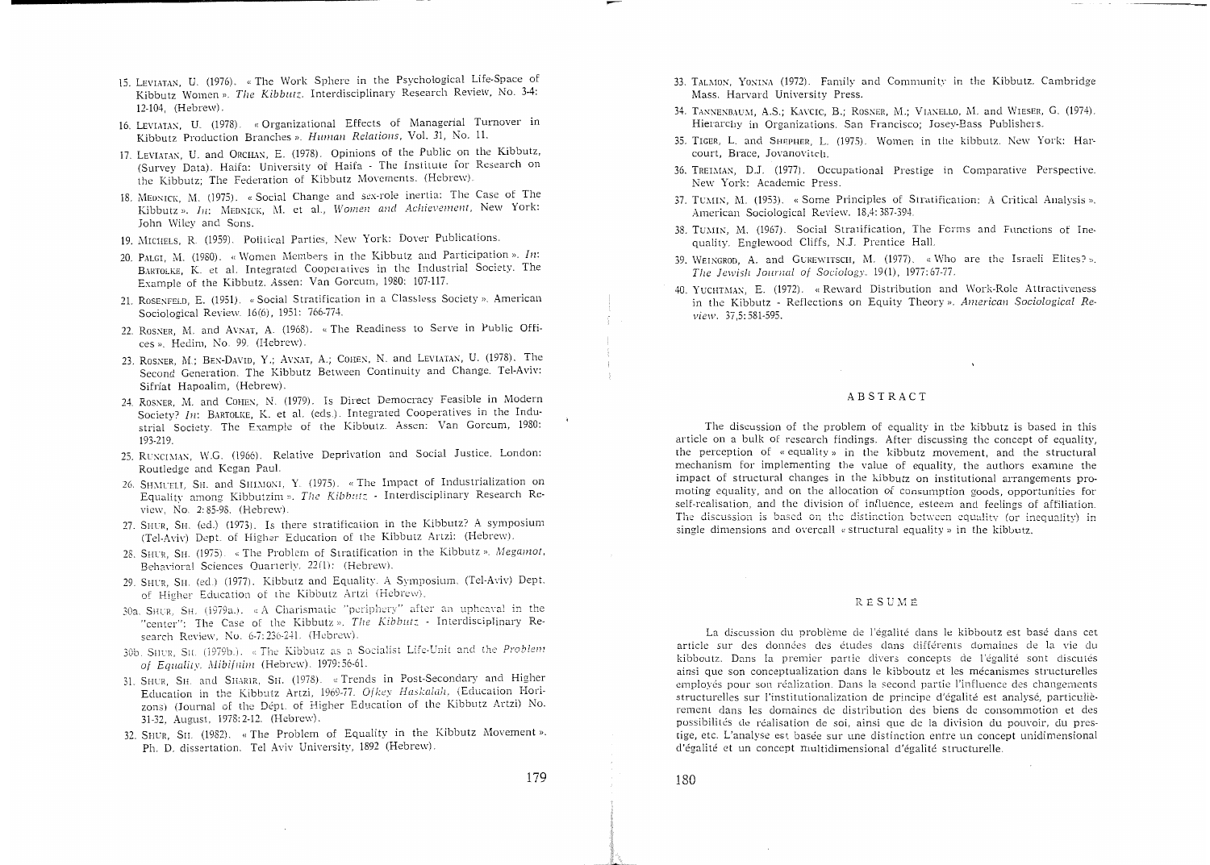15. LEVIATAN, U. (1976). « The Work Sphere in the Psychological Life-Space of Kibbutz Women ». *The Kibbutz.* Interdisciplinary Research Review, No. 3-4: 12-104, (Hebrew).

16. LEVIATAN, U. (1978). « Organizational Effects of Managerial Turnover in Kibbutz Production Branches ». *Human Relations*, Vol. 31, No. 11.

17. LEVIATAN, U. and ORCHAN, E. (1978). Opinions of the Public on the Kibbutz, (Survey Data). Haifa: University of Haifa - The Institute for Research on the Kibbutz; The Federation of Kibbutz Movements. (Hebrew).

18. MEDNICK, M. (1975). « Social Change and sex-role inertia: The Case of The Kibbutz ». *In:* MEDNICK, M. et al., *Women and Achievement*, New York: John Wiley and Sons.

19. MICHELS, R. (1959). Political Parties, New York: Dover Publications.

20. PALGI, M. (1980). « Women Members in the Kibbutz and Participation ». *In:* BARTOLKE, K. et al. Integrated Cooperatives in the Industrial Society. The Example of the Kibbutz. Assen: Van Gorcum, 1980: 107-117.

21. ROSENFELD, E. (1951). « Social Stratification in a Classless Society ». American Sociological Review. 16(6), 1951: 766-774.

22. ROSNER, M. and AVNAT, A. (1968). « The Readiness to Serve in Public Offices ». Hedim, No. 99. (Hebrew).

23. ROSNER, M.; BEN-DAVID, Y.; AVNAT, A.; COHEN, N. and LEVIATAN, U. (1978). The Second Generation. The Kibbutz Between Continuity and Change. Tel-Aviv: Sifriat Hapoalim, (Hebrew).

24. ROSNER, M. and COHEN, N. (1979). Is Direct Democracy Feasible in Modern Society? *In:* BARTOLKE, K. et al. (eds.). Integrated Cooperatives in the Industrial Society. The Example of the Kibbutz. Assen: Van Gorcum, 1980: 193-219.

25. RUNCIMAN, W.G. (1966). Relative Deprivation and Social Justice. London: Routledge and Kegan Paul.

26. SHMUELI, SH. and SHIMONI, Y. (1975). « The Impact of Industrialization on Equality among Kibbutzim ». *The Kibbutz* - Interdisciplinary Research Review, No. 2: 85-98. (Hebrew).

27. SHUR, SH. (ed.) (1973). Is there stratification in the Kibbutz? A symposium (Tel-Aviv) Dept. of Higher Education of the Kibbutz Artzi: (Hebrew).

28. SHUR, SH. (1975). « The Problem of Stratification in the Kibbutz ». *Megamot*, Behavioral Sciences Quarterly, 22(1): (Hebrew).

29. SHUR, SH. (ed.) (1977). Kibbutz and Equality. A Symposium. (Tel-Aviv) Dept. of Higher Education of the Kibbutz Artzi (Hebrew).

30a. SHUR, SH. (1979a.). « A Charismatic "periphery" after an upheaval in the "center": The Case of the Kibbutz ». *The Kibbutz* - Interdisciplinary Research Review, No. 6-7: 236-241. (Hebrew).

30b. SHUR, SH. (1979b.). « The Kibbutz as a Socialist Life-Unit and the *Problem of Equality. Mibifnim* (Hebrew). 1979: 56-61.

31. SHUR, SH. and SHARIR, SH. (1978). « Trends in Post-Secondary and Higher Education in the Kibbutz Artzi, 1969-77. *Ofkey Haskalah*, (Education Horizons) (Journal of the Dépt. of Higher Education of the Kibbutz Artzi) No. 31-32, August, 1978: 2-12. (Hebrew).

32. SHUR, SH. (1982). « The Problem of Equality in the Kibbutz Movement ». Ph. D. dissertation. Tel Aviv University, 1892 (Hebrew).

33. TALMON, YONINA (1972). Family and Community in the Kibbutz. Cambridge Mass. Harvard University Press.

34. TANNENBAUM, A.S.; KAVCIC, B.; ROSNER, M.; VIANELLO, M. and WIESER, G. (1974). Hierarchy in Organizations. San Francisco; Josey-Bass Publishers.

35. TIGER, L. and SHEPHER, L. (1975). Women in the kibbutz. New York: Harcourt, Brace, Jovanovitch.

36. TREIMAN, D.J. (1977). Occupational Prestige in Comparative Perspective. New York: Academic Press.

37. TUMIN, M. (1953). « Some Principles of Stratification: A Critical Analysis ». American Sociological Review. 18,4: 387-394.

38. TUMIN, M. (1967). Social Stratification, The Forms and Functions of Inequality. Englewood Cliffs, N.J. Prentice Hall.

39. WEINGROD, A. and GUREWITSCH, M. (1977). « Who are the Israeli Elites? ». *The Jewish Journal of Sociology*. 19(1), 1977: 67-77.

40. YUCHTMAN, E. (1972). « Reward Distribution and Work-Role Attractiveness in the Kibbutz - Reflections on Equity Theory ». *American Sociological Review.* 37,5: 581-595.

## ABSTRACT

The discussion of the problem of equality in the kibbutz is based in this article on a bulk of research findings. After discussing the concept of equality, the perception of « equality » in the kibbutz movement, and the structural mechanism for implementing the value of equality, the authors examine the impact of structural changes in the kibbutz on institutional arrangements promoting equality, and on the allocation of consumption goods, opportunities for self-realisation, and the division of influence, esteem and feelings of affiliation. The discussion is based on the distinction between equality (or inequality) in single dimensions and overcall « structural equality » in the kibbutz.

## RÉSUMÉ

La discussion du problème de l'égalité dans le kibboutz est basé dans cet article sur des données des études dans différents domaines de la vie du kibboutz. Dans la premier partie divers concepts de l'égalité sont discutés ainsi que son conceptualization dans le kibboutz et les mécanismes structurelles employés pour son réalization. Dans la second partie l'influence des changements structurelles sur l'institutionalization de principe d'égalité est analysé, particulièrement dans les domaines de distribution des biens de consommotion et des possibilités de réalisation de soi, ainsi que de la division du pouvoir, du prestige, etc. L'analyse est basée sur une distinction entre un concept unidimensional d'égalité et un concept multidimensional d'égalité structurelle.